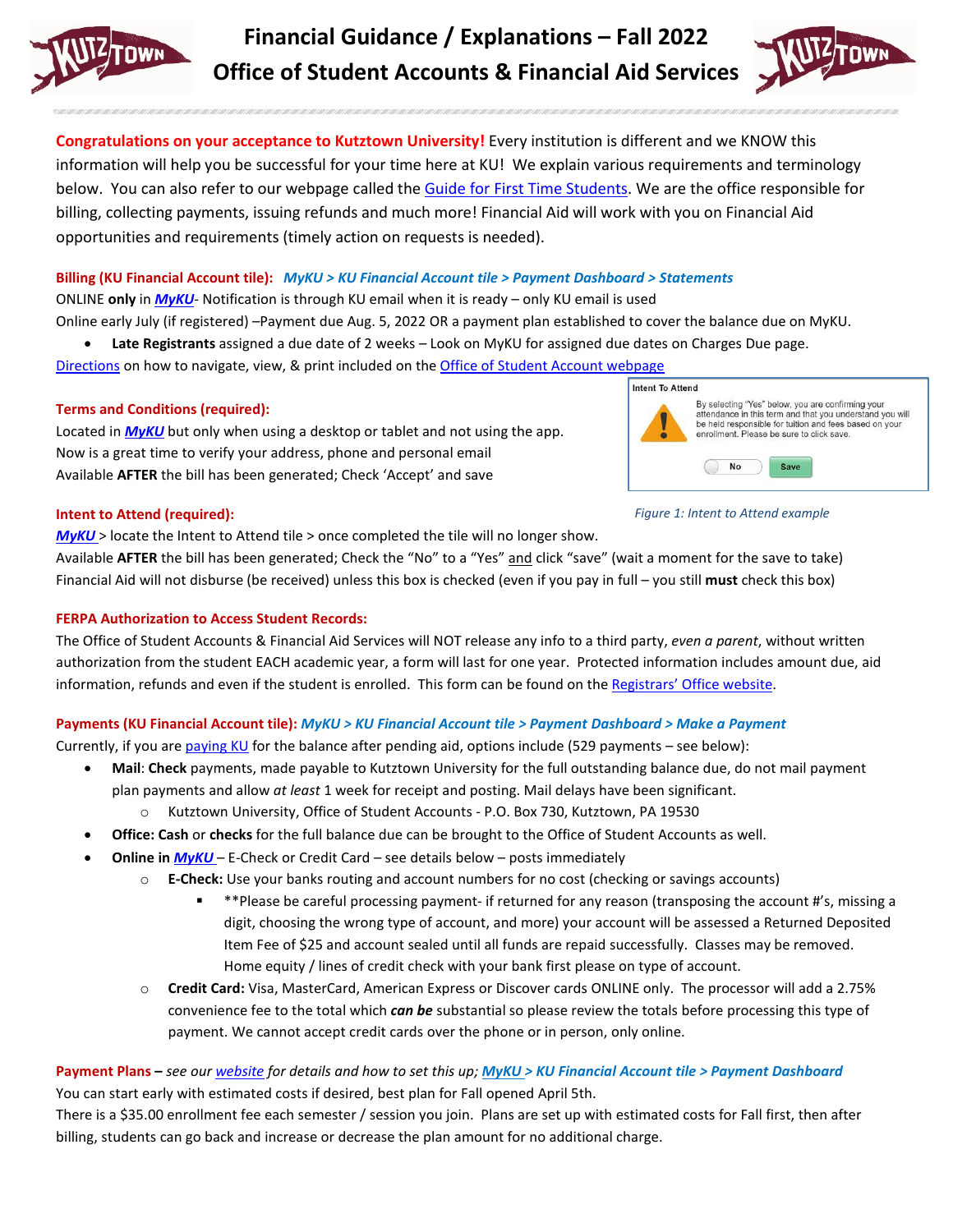# Financial Guidance / Explanations – Fall 2022
## Office of Student Accounts & Financial Aid Services

**Congratulations on your acceptance to Kutztown University!** Every institution is different and we KNOW this information will help you be successful for your time here at KU! We explain various requirements and terminology below. You can also refer to our webpage called the Guide for First Time Students. We are the office responsible for billing, collecting payments, issuing refunds and much more! Financial Aid will work with you on Financial Aid opportunities and requirements (timely action on requests is needed).

**Billing (KU Financial Account tile):** ***MyKU > KU Financial Account tile > Payment Dashboard > Statements***

ONLINE **only** in ***MyKU***- Notification is through KU email when it is ready – only KU email is used

Online early July (if registered) –Payment due Aug. 5, 2022 OR a payment plan established to cover the balance due on MyKU.

- **Late Registrants** assigned a due date of 2 weeks – Look on MyKU for assigned due dates on Charges Due page.

Directions on how to navigate, view, & print included on the Office of Student Account webpage

**Terms and Conditions (required):**

Located in ***MyKU*** but only when using a desktop or tablet and not using the app.
Now is a great time to verify your address, phone and personal email
Available **AFTER** the bill has been generated; Check 'Accept' and save

Intent To Attend

By selecting "Yes" below, you are confirming your attendance in this term and that you understand you will be held responsible for tuition and fees based on your enrollment. Please be sure to click save.

No | Save

*Figure 1: Intent to Attend example*

**Intent to Attend (required):**

***MyKU*** > locate the Intent to Attend tile > once completed the tile will no longer show.
Available **AFTER** the bill has been generated; Check the "No" to a "Yes" and click "save" (wait a moment for the save to take)
Financial Aid will not disburse (be received) unless this box is checked (even if you pay in full – you still **must** check this box)

**FERPA Authorization to Access Student Records:**

The Office of Student Accounts & Financial Aid Services will NOT release any info to a third party, *even a parent*, without written authorization from the student EACH academic year, a form will last for one year. Protected information includes amount due, aid information, refunds and even if the student is enrolled. This form can be found on the Registrars' Office website.

**Payments (KU Financial Account tile):** ***MyKU > KU Financial Account tile > Payment Dashboard > Make a Payment***

Currently, if you are paying KU for the balance after pending aid, options include (529 payments – see below):

- **Mail**: **Check** payments, made payable to Kutztown University for the full outstanding balance due, do not mail payment plan payments and allow *at least* 1 week for receipt and posting. Mail delays have been significant.
  - Kutztown University, Office of Student Accounts - P.O. Box 730, Kutztown, PA 19530
- **Office: Cash** or **checks** for the full balance due can be brought to the Office of Student Accounts as well.
- **Online in *MyKU*** – E-Check or Credit Card – see details below – posts immediately
  - **E-Check:** Use your banks routing and account numbers for no cost (checking or savings accounts)
    - **Please be careful processing payment- if returned for any reason (transposing the account #'s, missing a digit, choosing the wrong type of account, and more) your account will be assessed a Returned Deposited Item Fee of $25 and account sealed until all funds are repaid successfully. Classes may be removed. Home equity / lines of credit check with your bank first please on type of account.
  - **Credit Card:** Visa, MasterCard, American Express or Discover cards ONLINE only. The processor will add a 2.75% convenience fee to the total which ***can be*** substantial so please review the totals before processing this type of payment. We cannot accept credit cards over the phone or in person, only online.

**Payment Plans –** *see our website for details and how to set this up;* ***MyKU > KU Financial Account tile > Payment Dashboard***

You can start early with estimated costs if desired, best plan for Fall opened April 5th.
There is a $35.00 enrollment fee each semester / session you join. Plans are set up with estimated costs for Fall first, then after billing, students can go back and increase or decrease the plan amount for no additional charge.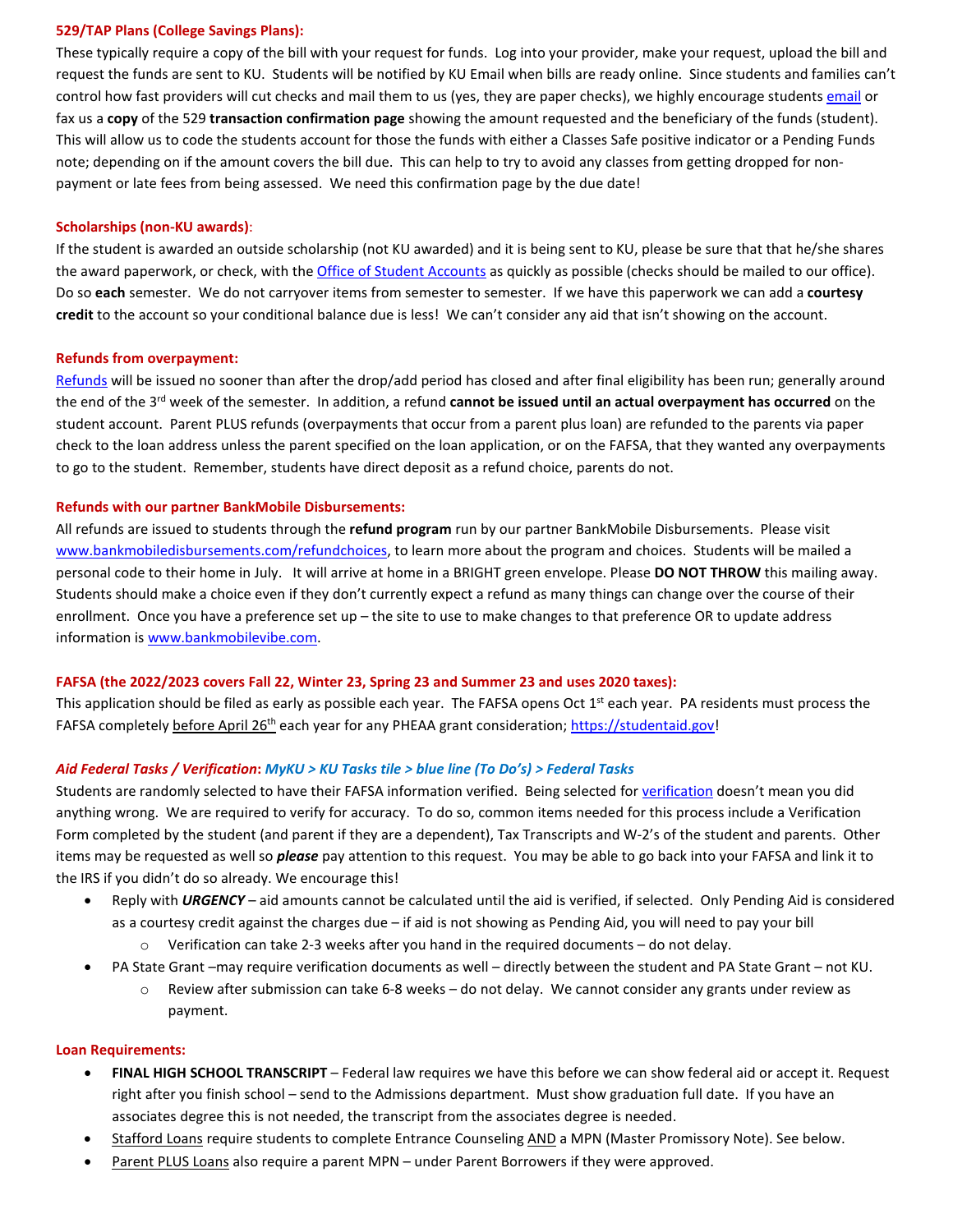**529/TAP Plans (College Savings Plans):**

These typically require a copy of the bill with your request for funds. Log into your provider, make your request, upload the bill and request the funds are sent to KU. Students will be notified by KU Email when bills are ready online. Since students and families can't control how fast providers will cut checks and mail them to us (yes, they are paper checks), we highly encourage students email or fax us a **copy** of the 529 **transaction confirmation page** showing the amount requested and the beneficiary of the funds (student). This will allow us to code the students account for those the funds with either a Classes Safe positive indicator or a Pending Funds note; depending on if the amount covers the bill due. This can help to try to avoid any classes from getting dropped for non-payment or late fees from being assessed. We need this confirmation page by the due date!

**Scholarships (non-KU awards)**:

If the student is awarded an outside scholarship (not KU awarded) and it is being sent to KU, please be sure that that he/she shares the award paperwork, or check, with the Office of Student Accounts as quickly as possible (checks should be mailed to our office). Do so **each** semester. We do not carryover items from semester to semester. If we have this paperwork we can add a **courtesy credit** to the account so your conditional balance due is less! We can't consider any aid that isn't showing on the account.

**Refunds from overpayment:**

Refunds will be issued no sooner than after the drop/add period has closed and after final eligibility has been run; generally around the end of the 3rd week of the semester. In addition, a refund **cannot be issued until an actual overpayment has occurred** on the student account. Parent PLUS refunds (overpayments that occur from a parent plus loan) are refunded to the parents via paper check to the loan address unless the parent specified on the loan application, or on the FAFSA, that they wanted any overpayments to go to the student. Remember, students have direct deposit as a refund choice, parents do not.

**Refunds with our partner BankMobile Disbursements:**

All refunds are issued to students through the **refund program** run by our partner BankMobile Disbursements. Please visit www.bankmobiledisbursements.com/refundchoices, to learn more about the program and choices. Students will be mailed a personal code to their home in July. It will arrive at home in a BRIGHT green envelope. Please **DO NOT THROW** this mailing away. Students should make a choice even if they don't currently expect a refund as many things can change over the course of their enrollment. Once you have a preference set up – the site to use to make changes to that preference OR to update address information is www.bankmobilevibe.com.

**FAFSA (the 2022/2023 covers Fall 22, Winter 23, Spring 23 and Summer 23 and uses 2020 taxes):**

This application should be filed as early as possible each year. The FAFSA opens Oct 1st each year. PA residents must process the FAFSA completely before April 26th each year for any PHEAA grant consideration; https://studentaid.gov!

***Aid Federal Tasks / Verification*: *MyKU > KU Tasks tile > blue line (To Do's) > Federal Tasks***

Students are randomly selected to have their FAFSA information verified. Being selected for verification doesn't mean you did anything wrong. We are required to verify for accuracy. To do so, common items needed for this process include a Verification Form completed by the student (and parent if they are a dependent), Tax Transcripts and W-2's of the student and parents. Other items may be requested as well so ***please*** pay attention to this request. You may be able to go back into your FAFSA and link it to the IRS if you didn't do so already. We encourage this!

- Reply with ***URGENCY*** – aid amounts cannot be calculated until the aid is verified, if selected. Only Pending Aid is considered as a courtesy credit against the charges due – if aid is not showing as Pending Aid, you will need to pay your bill
  - Verification can take 2-3 weeks after you hand in the required documents – do not delay.
- PA State Grant –may require verification documents as well – directly between the student and PA State Grant – not KU.
  - Review after submission can take 6-8 weeks – do not delay. We cannot consider any grants under review as payment.

**Loan Requirements:**

- **FINAL HIGH SCHOOL TRANSCRIPT** – Federal law requires we have this before we can show federal aid or accept it. Request right after you finish school – send to the Admissions department. Must show graduation full date. If you have an associates degree this is not needed, the transcript from the associates degree is needed.
- Stafford Loans require students to complete Entrance Counseling AND a MPN (Master Promissory Note). See below.
- Parent PLUS Loans also require a parent MPN – under Parent Borrowers if they were approved.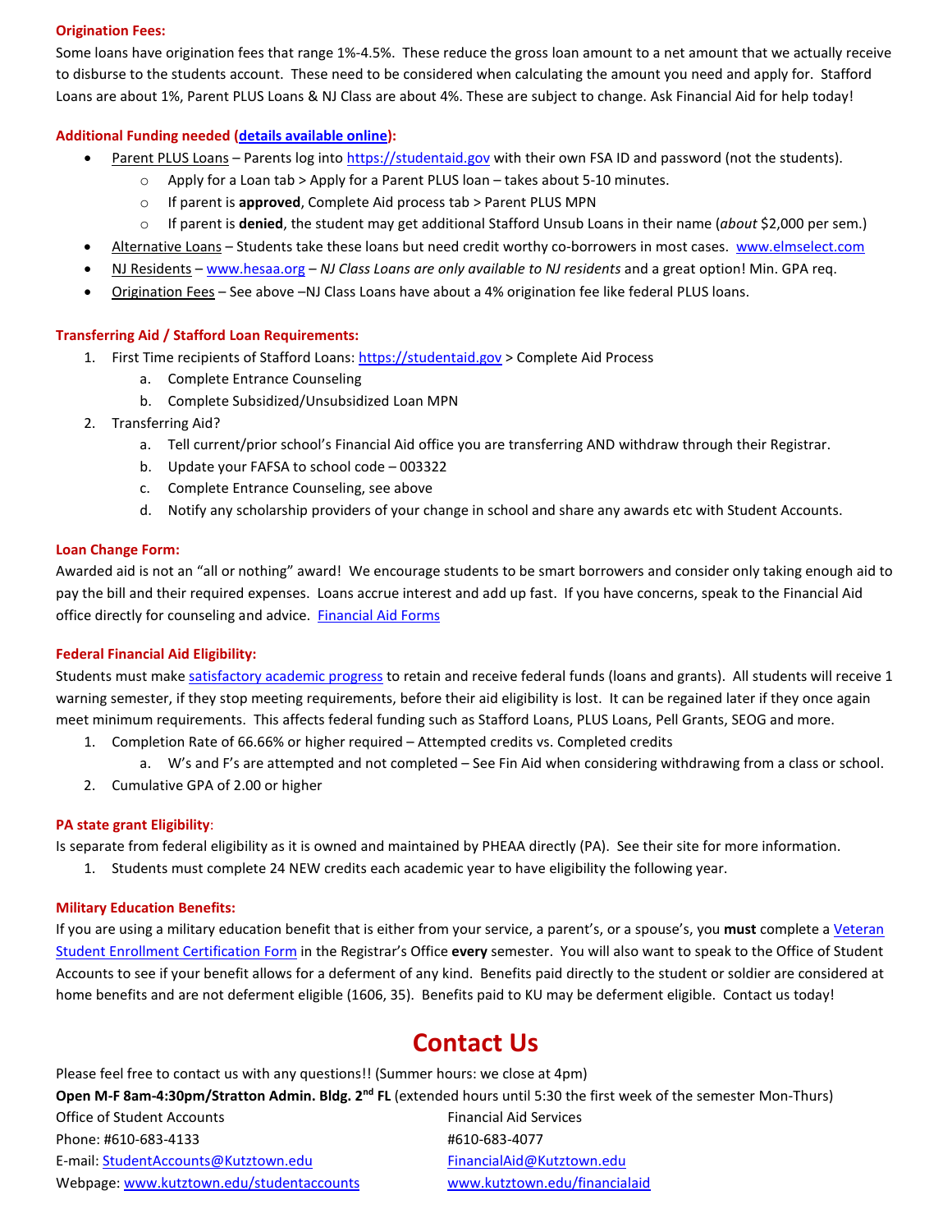**Origination Fees:**

Some loans have origination fees that range 1%-4.5%. These reduce the gross loan amount to a net amount that we actually receive to disburse to the students account. These need to be considered when calculating the amount you need and apply for. Stafford Loans are about 1%, Parent PLUS Loans & NJ Class are about 4%. These are subject to change. Ask Financial Aid for help today!

**Additional Funding needed (details available online):**

- Parent PLUS Loans – Parents log into https://studentaid.gov with their own FSA ID and password (not the students).
  - Apply for a Loan tab > Apply for a Parent PLUS loan – takes about 5-10 minutes.
  - If parent is **approved**, Complete Aid process tab > Parent PLUS MPN
  - If parent is **denied**, the student may get additional Stafford Unsub Loans in their name (*about* $2,000 per sem.)
- Alternative Loans – Students take these loans but need credit worthy co-borrowers in most cases. www.elmselect.com
- NJ Residents – www.hesaa.org – *NJ Class Loans are only available to NJ residents* and a great option! Min. GPA req.
- Origination Fees – See above –NJ Class Loans have about a 4% origination fee like federal PLUS loans.

**Transferring Aid / Stafford Loan Requirements:**

1. First Time recipients of Stafford Loans: https://studentaid.gov > Complete Aid Process
   a. Complete Entrance Counseling
   b. Complete Subsidized/Unsubsidized Loan MPN
2. Transferring Aid?
   a. Tell current/prior school's Financial Aid office you are transferring AND withdraw through their Registrar.
   b. Update your FAFSA to school code – 003322
   c. Complete Entrance Counseling, see above
   d. Notify any scholarship providers of your change in school and share any awards etc with Student Accounts.

**Loan Change Form:**

Awarded aid is not an "all or nothing" award! We encourage students to be smart borrowers and consider only taking enough aid to pay the bill and their required expenses. Loans accrue interest and add up fast. If you have concerns, speak to the Financial Aid office directly for counseling and advice. Financial Aid Forms

**Federal Financial Aid Eligibility:**

Students must make satisfactory academic progress to retain and receive federal funds (loans and grants). All students will receive 1 warning semester, if they stop meeting requirements, before their aid eligibility is lost. It can be regained later if they once again meet minimum requirements. This affects federal funding such as Stafford Loans, PLUS Loans, Pell Grants, SEOG and more.

1. Completion Rate of 66.66% or higher required – Attempted credits vs. Completed credits
   a. W's and F's are attempted and not completed – See Fin Aid when considering withdrawing from a class or school.
2. Cumulative GPA of 2.00 or higher

**PA state grant Eligibility**:

Is separate from federal eligibility as it is owned and maintained by PHEAA directly (PA). See their site for more information.

1. Students must complete 24 NEW credits each academic year to have eligibility the following year.

**Military Education Benefits:**

If you are using a military education benefit that is either from your service, a parent's, or a spouse's, you **must** complete a Veteran Student Enrollment Certification Form in the Registrar's Office **every** semester. You will also want to speak to the Office of Student Accounts to see if your benefit allows for a deferment of any kind. Benefits paid directly to the student or soldier are considered at home benefits and are not deferment eligible (1606, 35). Benefits paid to KU may be deferment eligible. Contact us today!

# Contact Us

Please feel free to contact us with any questions!! (Summer hours: we close at 4pm)

**Open M-F 8am-4:30pm/Stratton Admin. Bldg. 2nd FL** (extended hours until 5:30 the first week of the semester Mon-Thurs)

Office of Student Accounts
Phone: #610-683-4133
E-mail: StudentAccounts@Kutztown.edu
Webpage: www.kutztown.edu/studentaccounts

Financial Aid Services
#610-683-4077
FinancialAid@Kutztown.edu
www.kutztown.edu/financialaid